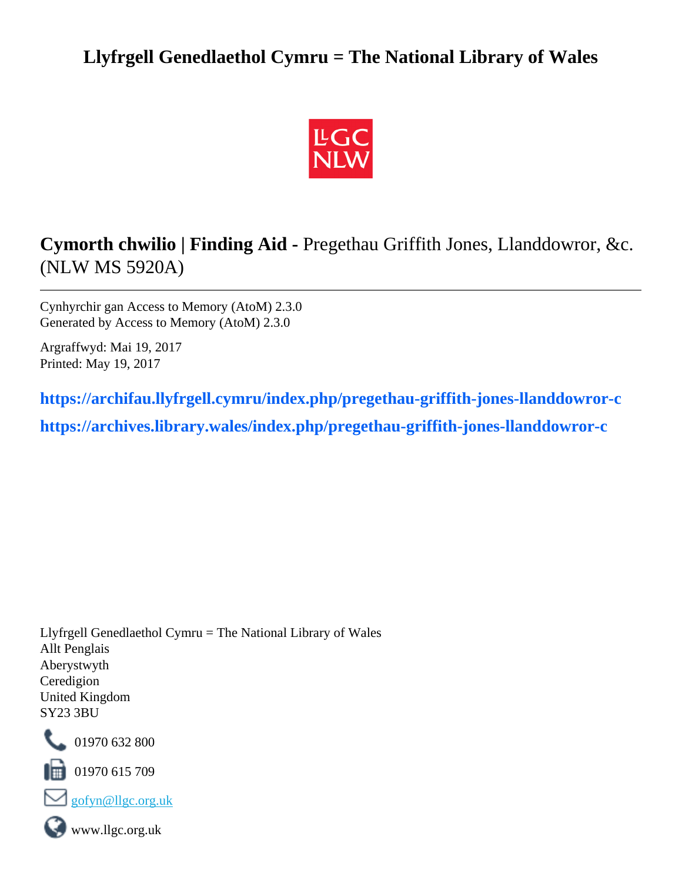# Llyfrgell Genedlaethol Cymru = The National Library of Wales

**Cymorth chwilio | Finding Aid -** Pregethau Griffith Jones, Llanddowror, &c. (NLW MS 5920A)

Cynhyrchir gan Access to Memory (AtoM) 2.3.0
Generated by Access to Memory (AtoM) 2.3.0

Argraffwyd: Mai 19, 2017
Printed: May 19, 2017

**https://archifau.llyfrgell.cymru/index.php/pregethau-griffith-jones-llanddowror-c**

**https://archives.library.wales/index.php/pregethau-griffith-jones-llanddowror-c**

Llyfrgell Genedlaethol Cymru = The National Library of Wales
Allt Penglais
Aberystwyth
Ceredigion
United Kingdom
SY23 3BU

01970 632 800

01970 615 709

gofyn@llgc.org.uk

www.llgc.org.uk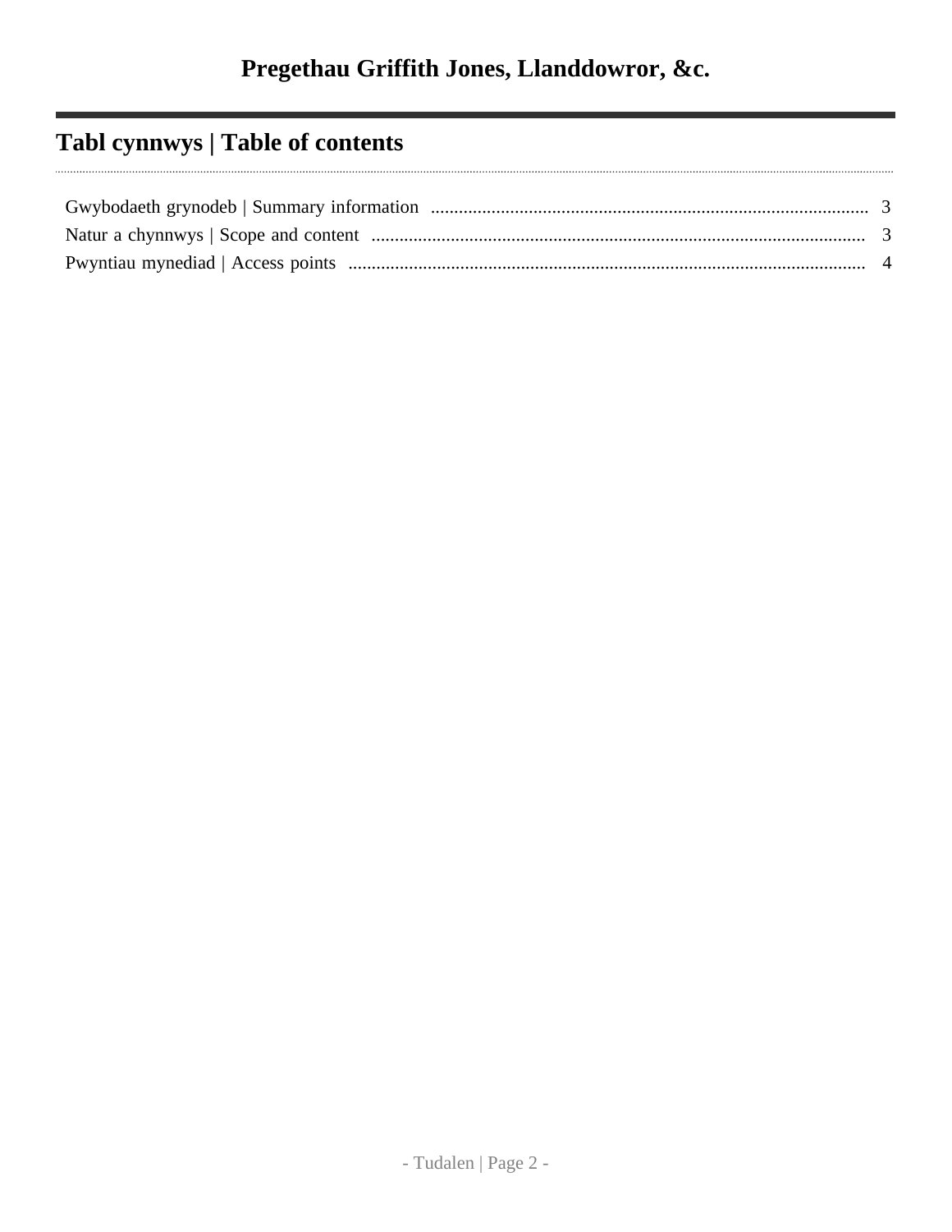# Pregethau Griffith Jones, Llanddowror, &c.

## Tabl cynnwys | Table of contents

Gwybodaeth grynodeb | Summary information .......... 3
Natur a chynnwys | Scope and content .......... 3
Pwyntiau mynediad | Access points .......... 4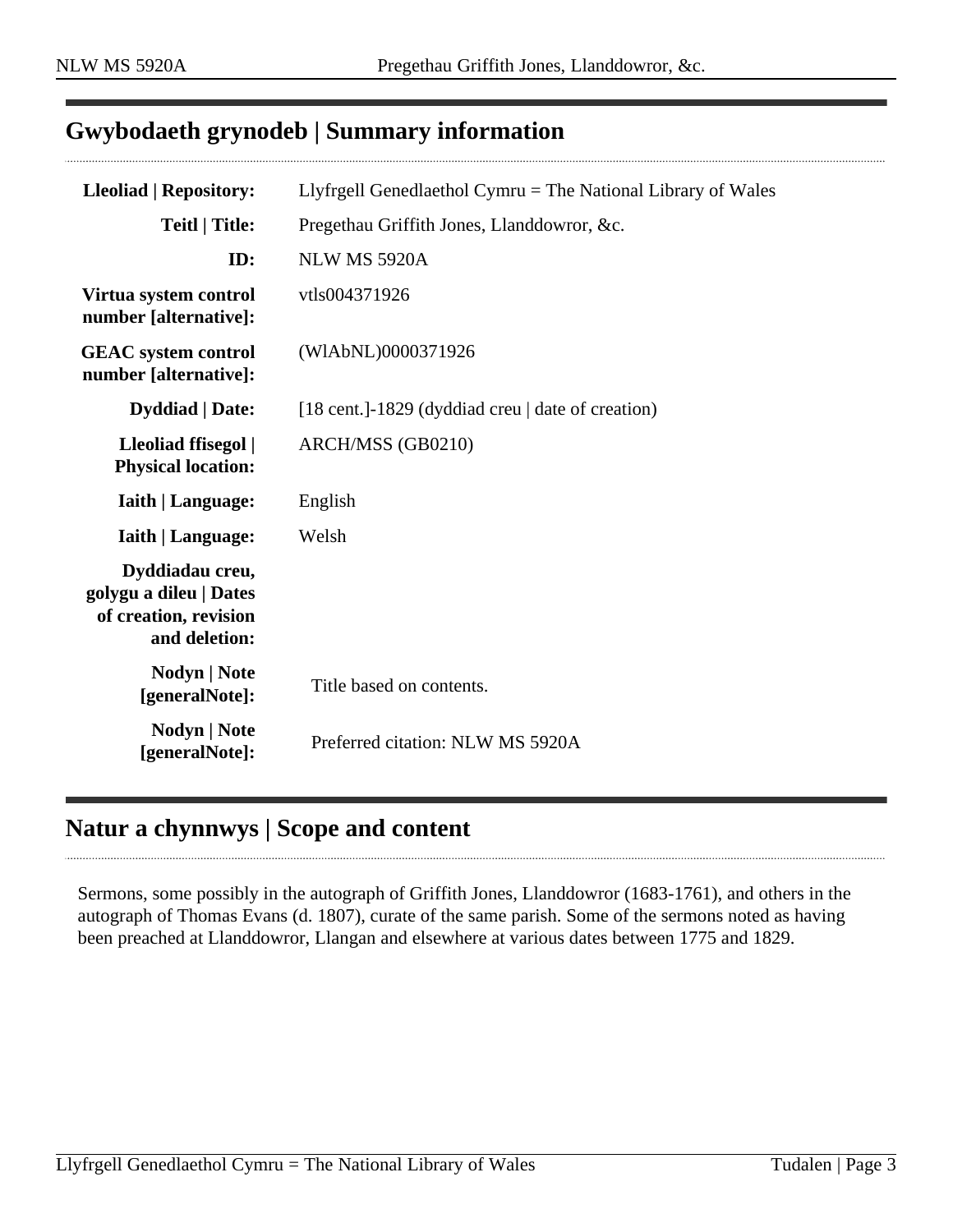## Gwybodaeth grynodeb | Summary information

| | |
|---|---|
| **Lleoliad \| Repository:** | Llyfrgell Genedlaethol Cymru = The National Library of Wales |
| **Teitl \| Title:** | Pregethau Griffith Jones, Llanddowror, &c. |
| **ID:** | NLW MS 5920A |
| **Virtua system control number [alternative]:** | vtls004371926 |
| **GEAC system control number [alternative]:** | (WlAbNL)0000371926 |
| **Dyddiad \| Date:** | [18 cent.]-1829 (dyddiad creu \| date of creation) |
| **Lleoliad ffisegol \| Physical location:** | ARCH/MSS (GB0210) |
| **Iaith \| Language:** | English |
| **Iaith \| Language:** | Welsh |
| **Dyddiadau creu, golygu a dileu \| Dates of creation, revision and deletion:** | |
| **Nodyn \| Note [generalNote]:** | Title based on contents. |
| **Nodyn \| Note [generalNote]:** | Preferred citation: NLW MS 5920A |

## Natur a chynnwys | Scope and content

Sermons, some possibly in the autograph of Griffith Jones, Llanddowror (1683-1761), and others in the autograph of Thomas Evans (d. 1807), curate of the same parish. Some of the sermons noted as having been preached at Llanddowror, Llangan and elsewhere at various dates between 1775 and 1829.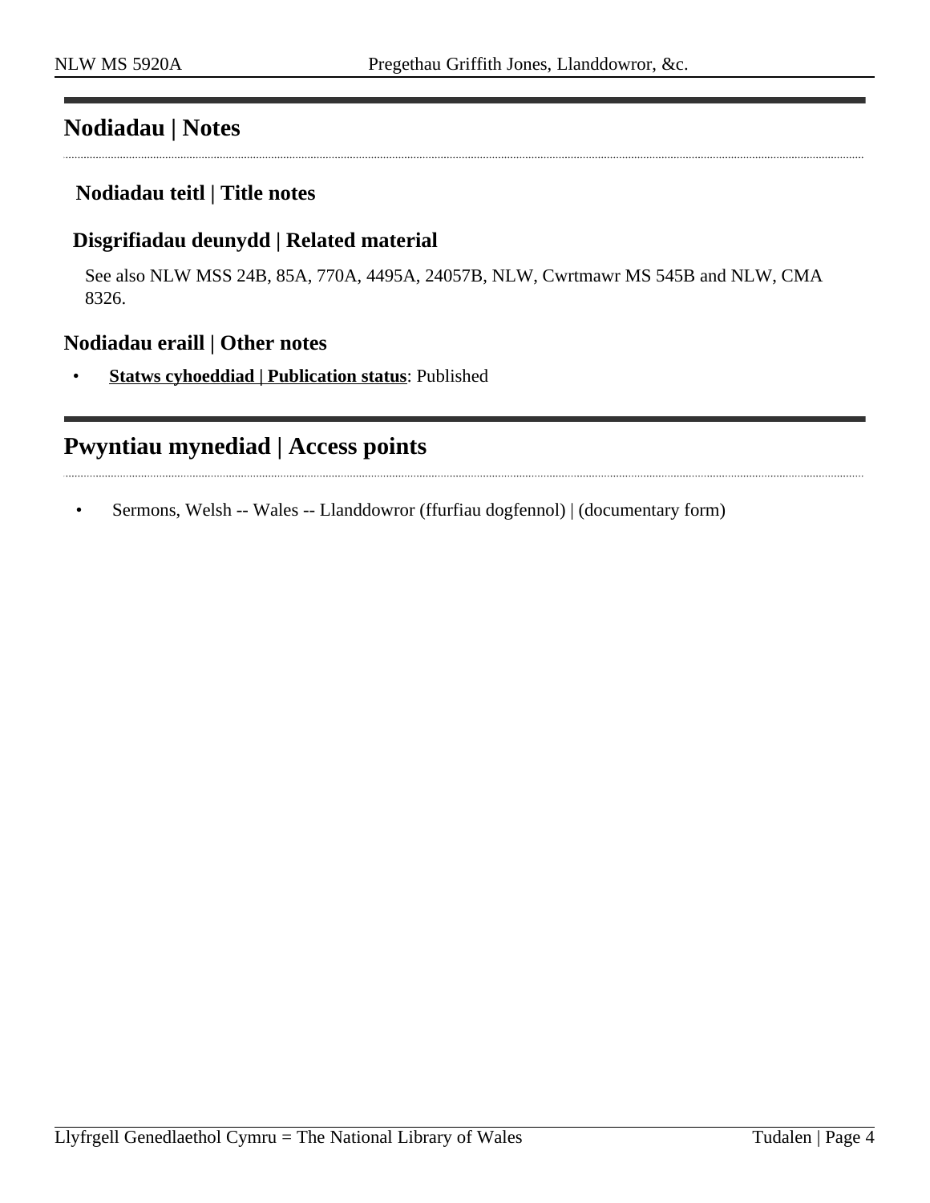## Nodiadau | Notes

### Nodiadau teitl | Title notes

### Disgrifiadau deunydd | Related material

See also NLW MSS 24B, 85A, 770A, 4495A, 24057B, NLW, Cwrtmawr MS 545B and NLW, CMA 8326.

### Nodiadau eraill | Other notes

- **Statws cyhoeddiad | Publication status**: Published

## Pwyntiau mynediad | Access points

- Sermons, Welsh -- Wales -- Llanddowror (ffurfiau dogfennol) | (documentary form)